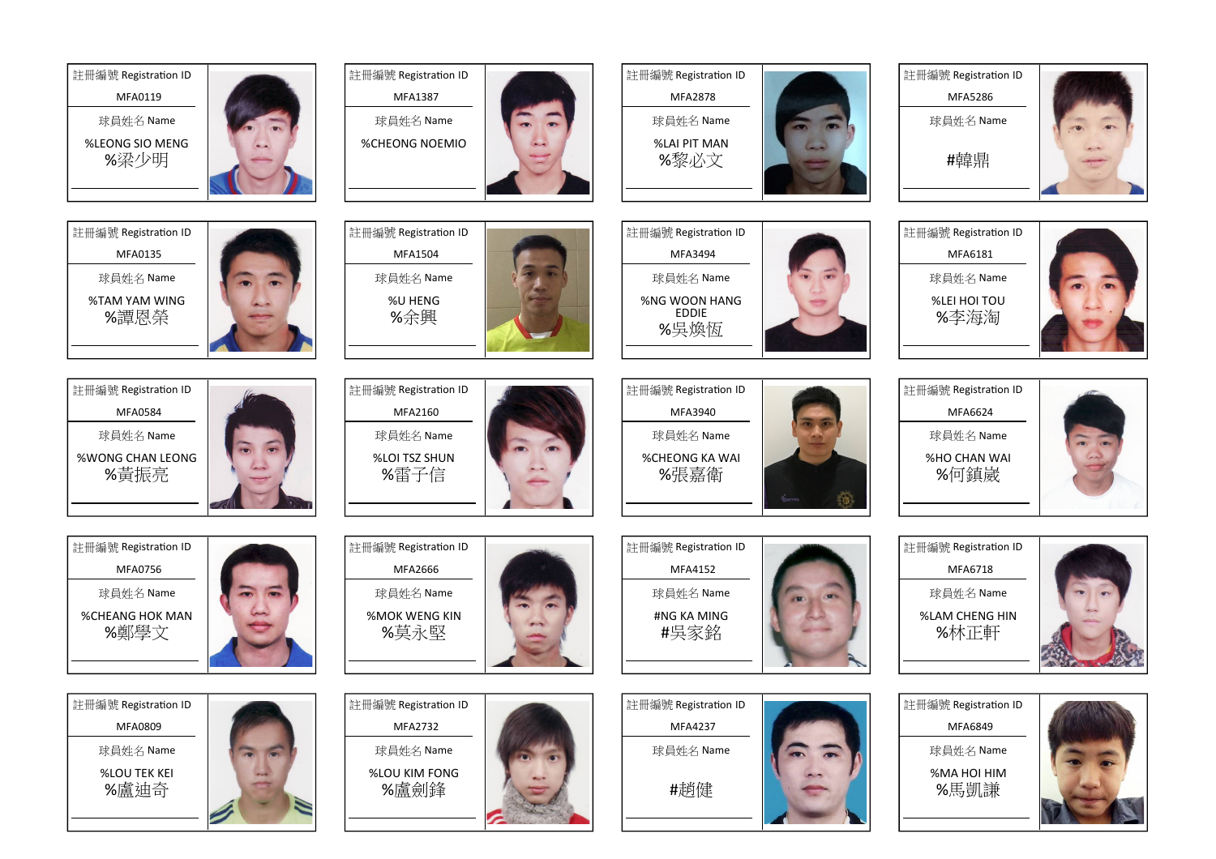| 註冊編號 Registration ID | 球員姓名 Name |
|---|---|
| MFA0119 | %LEONG SIO MENG %梁少明 |
| MFA1387 | %CHEONG NOEMIO |
| MFA2878 | %LAI PIT MAN %黎必文 |
| MFA5286 | #韓鼎 |
| MFA0135 | %TAM YAM WING %譚恩榮 |
| MFA1504 | %U HENG %余興 |
| MFA3494 | %NG WOON HANG EDDIE %吳煥恆 |
| MFA6181 | %LEI HOI TOU %李海淘 |
| MFA0584 | %WONG CHAN LEONG %黃振亮 |
| MFA2160 | %LOI TSZ SHUN %雷子信 |
| MFA3940 | %CHEONG KA WAI %張嘉衛 |
| MFA6624 | %HO CHAN WAI %何鎮崴 |
| MFA0756 | %CHEANG HOK MAN %鄭學文 |
| MFA2666 | %MOK WENG KIN %莫永堅 |
| MFA4152 | #NG KA MING #吳家銘 |
| MFA6718 | %LAM CHENG HIN %林正軒 |
| MFA0809 | %LOU TEK KEI %盧迪奇 |
| MFA2732 | %LOU KIM FONG %盧劍鋒 |
| MFA4237 | #趙健 |
| MFA6849 | %MA HOI HIM %馬凱謙 |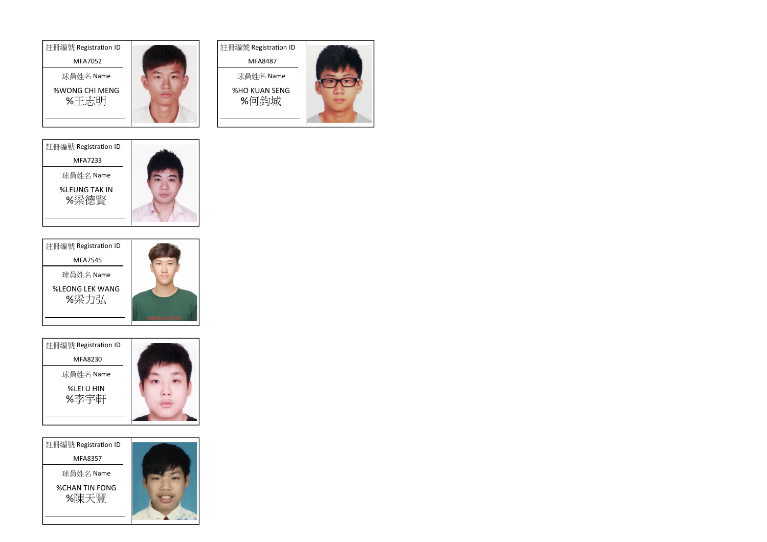註冊編號 Registration ID

MFA7052

球員姓名 Name

%WONG CHI MENG
%王志明

註冊編號 Registration ID

MFA8487

球員姓名 Name

%HO KUAN SENG
%何鈞城

註冊編號 Registration ID

MFA7233

球員姓名 Name

%LEUNG TAK IN
%梁德賢

註冊編號 Registration ID

MFA7545

球員姓名 Name

%LEONG LEK WANG
%梁力弘

註冊編號 Registration ID

MFA8230

球員姓名 Name

%LEI U HIN
%李宇軒

註冊編號 Registration ID

MFA8357

球員姓名 Name

%CHAN TIN FONG
%陳天豐